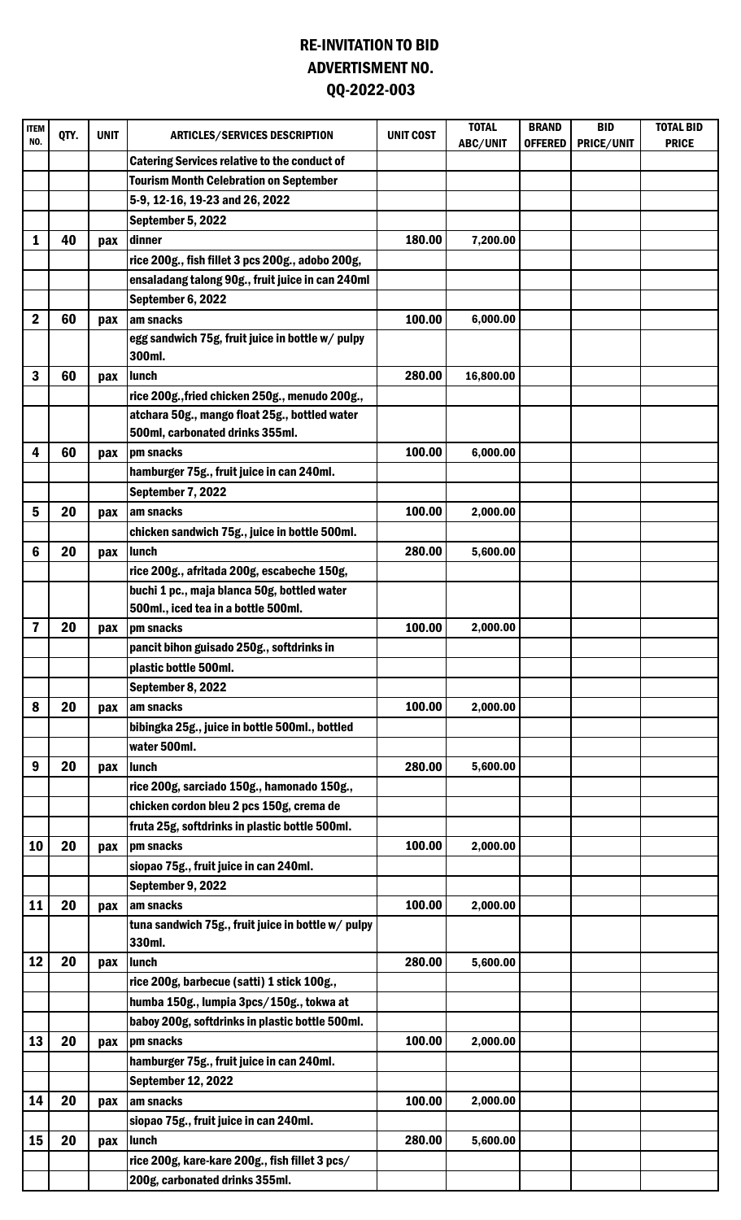# RE-INVITATION TO BID
## ADVERTISMENT NO.
## QQ-2022-003

| ITEM NO. | QTY. | UNIT | ARTICLES/SERVICES DESCRIPTION | UNIT COST | TOTAL ABC/UNIT | BRAND OFFERED | BID PRICE/UNIT | TOTAL BID PRICE |
|---|---|---|---|---|---|---|---|---|
| | | | Catering Services relative to the conduct of | | | | | |
| | | | Tourism Month Celebration on September | | | | | |
| | | | 5-9, 12-16, 19-23 and 26, 2022 | | | | | |
| | | | September 5, 2022 | | | | | |
| 1 | 40 | pax | dinner | 180.00 | 7,200.00 | | | |
| | | | rice 200g., fish fillet 3 pcs 200g., adobo 200g, | | | | | |
| | | | ensaladang talong 90g., fruit juice in can 240ml | | | | | |
| | | | September 6, 2022 | | | | | |
| 2 | 60 | pax | am snacks | 100.00 | 6,000.00 | | | |
| | | | egg sandwich 75g, fruit juice in bottle w/ pulpy 300ml. | | | | | |
| 3 | 60 | pax | lunch | 280.00 | 16,800.00 | | | |
| | | | rice 200g.,fried chicken 250g., menudo 200g., | | | | | |
| | | | atchara 50g., mango float 25g., bottled water 500ml, carbonated drinks 355ml. | | | | | |
| 4 | 60 | pax | pm snacks | 100.00 | 6,000.00 | | | |
| | | | hamburger 75g., fruit juice in can 240ml. | | | | | |
| | | | September 7, 2022 | | | | | |
| 5 | 20 | pax | am snacks | 100.00 | 2,000.00 | | | |
| | | | chicken sandwich 75g., juice in bottle 500ml. | | | | | |
| 6 | 20 | pax | lunch | 280.00 | 5,600.00 | | | |
| | | | rice 200g., afritada 200g, escabeche 150g, | | | | | |
| | | | buchi 1 pc., maja blanca 50g, bottled water 500ml., iced tea in a bottle 500ml. | | | | | |
| 7 | 20 | pax | pm snacks | 100.00 | 2,000.00 | | | |
| | | | pancit bihon guisado 250g., softdrinks in | | | | | |
| | | | plastic bottle 500ml. | | | | | |
| | | | September 8, 2022 | | | | | |
| 8 | 20 | pax | am snacks | 100.00 | 2,000.00 | | | |
| | | | bibingka 25g., juice in bottle 500ml., bottled | | | | | |
| | | | water 500ml. | | | | | |
| 9 | 20 | pax | lunch | 280.00 | 5,600.00 | | | |
| | | | rice 200g, sarciado 150g., hamonado 150g., | | | | | |
| | | | chicken cordon bleu 2 pcs 150g, crema de | | | | | |
| | | | fruta 25g, softdrinks in plastic bottle 500ml. | | | | | |
| 10 | 20 | pax | pm snacks | 100.00 | 2,000.00 | | | |
| | | | siopao 75g., fruit juice in can 240ml. | | | | | |
| | | | September 9, 2022 | | | | | |
| 11 | 20 | pax | am snacks | 100.00 | 2,000.00 | | | |
| | | | tuna sandwich 75g., fruit juice in bottle w/ pulpy 330ml. | | | | | |
| 12 | 20 | pax | lunch | 280.00 | 5,600.00 | | | |
| | | | rice 200g, barbecue (satti) 1 stick 100g., | | | | | |
| | | | humba 150g., lumpia 3pcs/150g., tokwa at | | | | | |
| | | | baboy 200g, softdrinks in plastic bottle 500ml. | | | | | |
| 13 | 20 | pax | pm snacks | 100.00 | 2,000.00 | | | |
| | | | hamburger 75g., fruit juice in can 240ml. | | | | | |
| | | | September 12, 2022 | | | | | |
| 14 | 20 | pax | am snacks | 100.00 | 2,000.00 | | | |
| | | | siopao 75g., fruit juice in can 240ml. | | | | | |
| 15 | 20 | pax | lunch | 280.00 | 5,600.00 | | | |
| | | | rice 200g, kare-kare 200g., fish fillet 3 pcs/ | | | | | |
| | | | 200g, carbonated drinks 355ml. | | | | | |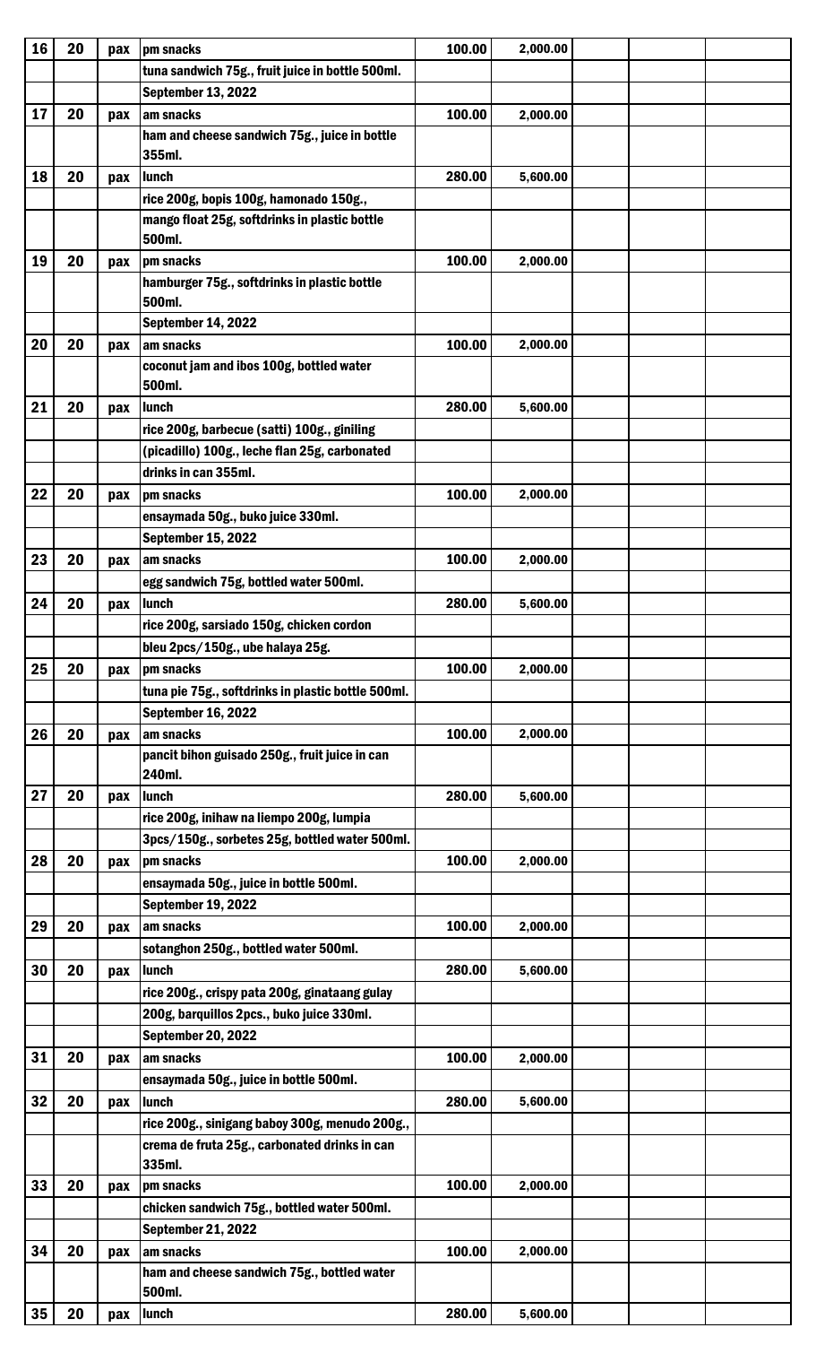| | | | | | | | | |
|---|---|---|---|---|---|---|---|---|
| 16 | 20 | pax | pm snacks | 100.00 | 2,000.00 | | | |
| | | | tuna sandwich 75g., fruit juice in bottle 500ml. | | | | | |
| | | | September 13, 2022 | | | | | |
| 17 | 20 | pax | am snacks | 100.00 | 2,000.00 | | | |
| | | | ham and cheese sandwich 75g., juice in bottle 355ml. | | | | | |
| 18 | 20 | pax | lunch | 280.00 | 5,600.00 | | | |
| | | | rice 200g, bopis 100g, hamonado 150g., | | | | | |
| | | | mango float 25g, softdrinks in plastic bottle 500ml. | | | | | |
| 19 | 20 | pax | pm snacks | 100.00 | 2,000.00 | | | |
| | | | hamburger 75g., softdrinks in plastic bottle 500ml. | | | | | |
| | | | September 14, 2022 | | | | | |
| 20 | 20 | pax | am snacks | 100.00 | 2,000.00 | | | |
| | | | coconut jam and ibos 100g, bottled water 500ml. | | | | | |
| 21 | 20 | pax | lunch | 280.00 | 5,600.00 | | | |
| | | | rice 200g, barbecue (satti) 100g., giniling | | | | | |
| | | | (picadillo) 100g., leche flan 25g, carbonated | | | | | |
| | | | drinks in can 355ml. | | | | | |
| 22 | 20 | pax | pm snacks | 100.00 | 2,000.00 | | | |
| | | | ensaymada 50g., buko juice 330ml. | | | | | |
| | | | September 15, 2022 | | | | | |
| 23 | 20 | pax | am snacks | 100.00 | 2,000.00 | | | |
| | | | egg sandwich 75g, bottled water 500ml. | | | | | |
| 24 | 20 | pax | lunch | 280.00 | 5,600.00 | | | |
| | | | rice 200g, sarsiado 150g, chicken cordon | | | | | |
| | | | bleu 2pcs/150g., ube halaya 25g. | | | | | |
| 25 | 20 | pax | pm snacks | 100.00 | 2,000.00 | | | |
| | | | tuna pie 75g., softdrinks in plastic bottle 500ml. | | | | | |
| | | | September 16, 2022 | | | | | |
| 26 | 20 | pax | am snacks | 100.00 | 2,000.00 | | | |
| | | | pancit bihon guisado 250g., fruit juice in can 240ml. | | | | | |
| 27 | 20 | pax | lunch | 280.00 | 5,600.00 | | | |
| | | | rice 200g, inihaw na liempo 200g, lumpia | | | | | |
| | | | 3pcs/150g., sorbetes 25g, bottled water 500ml. | | | | | |
| 28 | 20 | pax | pm snacks | 100.00 | 2,000.00 | | | |
| | | | ensaymada 50g., juice in bottle 500ml. | | | | | |
| | | | September 19, 2022 | | | | | |
| 29 | 20 | pax | am snacks | 100.00 | 2,000.00 | | | |
| | | | sotanghon 250g., bottled water 500ml. | | | | | |
| 30 | 20 | pax | lunch | 280.00 | 5,600.00 | | | |
| | | | rice 200g., crispy pata 200g, ginataang gulay | | | | | |
| | | | 200g, barquillos 2pcs., buko juice 330ml. | | | | | |
| | | | September 20, 2022 | | | | | |
| 31 | 20 | pax | am snacks | 100.00 | 2,000.00 | | | |
| | | | ensaymada 50g., juice in bottle 500ml. | | | | | |
| 32 | 20 | pax | lunch | 280.00 | 5,600.00 | | | |
| | | | rice 200g., sinigang baboy 300g, menudo 200g., | | | | | |
| | | | crema de fruta 25g., carbonated drinks in can 335ml. | | | | | |
| 33 | 20 | pax | pm snacks | 100.00 | 2,000.00 | | | |
| | | | chicken sandwich 75g., bottled water 500ml. | | | | | |
| | | | September 21, 2022 | | | | | |
| 34 | 20 | pax | am snacks | 100.00 | 2,000.00 | | | |
| | | | ham and cheese sandwich 75g., bottled water 500ml. | | | | | |
| 35 | 20 | pax | lunch | 280.00 | 5,600.00 | | | |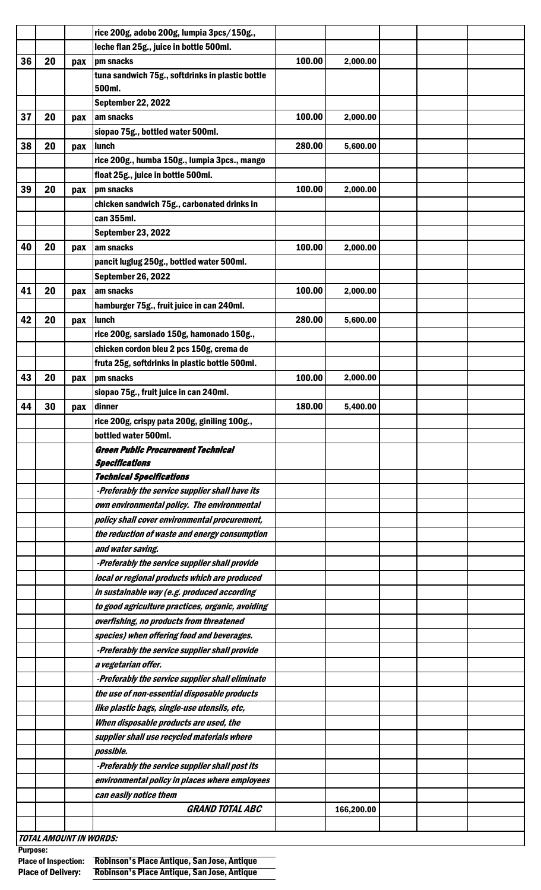| | | | | | | | |
|---|---|---|---|---|---|---|---|
| | | | rice 200g, adobo 200g, lumpia 3pcs/150g., | | | | |
| | | | leche flan 25g., juice in bottle 500ml. | | | | |
| 36 | 20 | pax | pm snacks | 100.00 | 2,000.00 | | |
| | | | tuna sandwich 75g., softdrinks in plastic bottle 500ml. | | | | |
| | | | September 22, 2022 | | | | |
| 37 | 20 | pax | am snacks | 100.00 | 2,000.00 | | |
| | | | siopao 75g., bottled water 500ml. | | | | |
| 38 | 20 | pax | lunch | 280.00 | 5,600.00 | | |
| | | | rice 200g., humba 150g., lumpia 3pcs., mango float 25g., juice in bottle 500ml. | | | | |
| 39 | 20 | pax | pm snacks | 100.00 | 2,000.00 | | |
| | | | chicken sandwich 75g., carbonated drinks in can 355ml. | | | | |
| | | | September 23, 2022 | | | | |
| 40 | 20 | pax | am snacks | 100.00 | 2,000.00 | | |
| | | | pancit luglug 250g., bottled water 500ml. | | | | |
| | | | September 26, 2022 | | | | |
| 41 | 20 | pax | am snacks | 100.00 | 2,000.00 | | |
| | | | hamburger 75g., fruit juice in can 240ml. | | | | |
| 42 | 20 | pax | lunch | 280.00 | 5,600.00 | | |
| | | | rice 200g, sarsiado 150g, hamonado 150g., chicken cordon bleu 2 pcs 150g, crema de fruta 25g, softdrinks in plastic bottle 500ml. | | | | |
| 43 | 20 | pax | pm snacks | 100.00 | 2,000.00 | | |
| | | | siopao 75g., fruit juice in can 240ml. | | | | |
| 44 | 30 | pax | dinner | 180.00 | 5,400.00 | | |
| | | | rice 200g, crispy pata 200g, giniling 100g., bottled water 500ml. | | | | |
| | | | ***Green Public Procurement Technical Specifications*** | | | | |
| | | | ***Technical Specifications*** | | | | |
| | | | *-Preferably the service supplier shall have its own environmental policy. The environmental policy shall cover environmental procurement, the reduction of waste and energy consumption and water saving.* | | | | |
| | | | *-Preferably the service supplier shall provide local or regional products which are produced in sustainable way (e.g. produced according to good agriculture practices, organic, avoiding overfishing, no products from threatened species) when offering food and beverages.* | | | | |
| | | | *-Preferably the service supplier shall provide a vegetarian offer.* | | | | |
| | | | *-Preferably the service supplier shall eliminate the use of non-essential disposable products like plastic bags, single-use utensils, etc, When disposable products are used, the supplier shall use recycled materials where possible.* | | | | |
| | | | *-Preferably the service supplier shall post its environmental policy in places where employees can easily notice them* | | | | |
| | | | ***GRAND TOTAL ABC*** | | 166,200.00 | | |

***TOTAL AMOUNT IN WORDS:***

**Purpose:**

**Place of Inspection:** Robinson's Place Antique, San Jose, Antique

**Place of Delivery:** Robinson's Place Antique, San Jose, Antique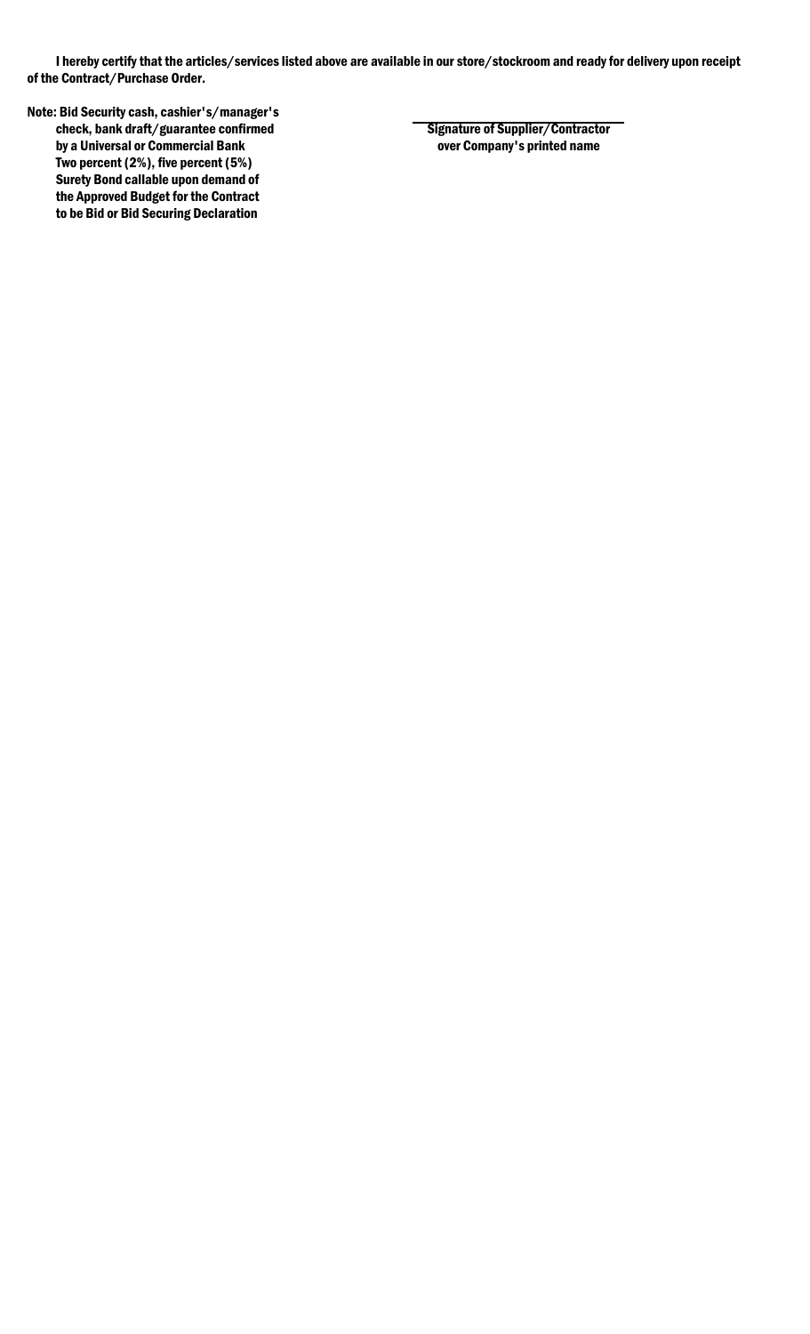**I hereby certify that the articles/services listed above are available in our store/stockroom and ready for delivery upon receipt of the Contract/Purchase Order.**

**Note: Bid Security cash, cashier's/manager's check, bank draft/guarantee confirmed by a Universal or Commercial Bank Two percent (2%), five percent (5%) Surety Bond callable upon demand of the Approved Budget for the Contract to be Bid or Bid Securing Declaration**

______________________________

**Signature of Supplier/Contractor over Company's printed name**